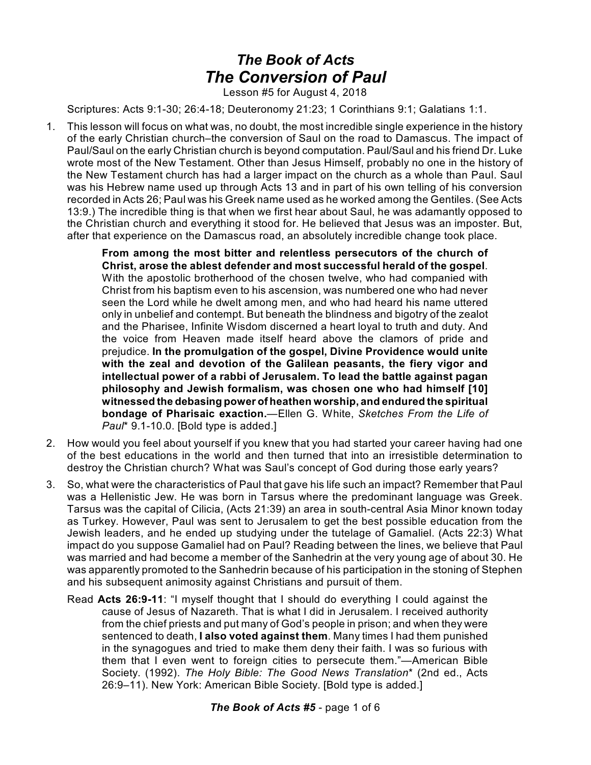# *The Book of Acts*
# *The Conversion of Paul*

Lesson #5 for August 4, 2018

Scriptures: Acts 9:1-30; 26:4-18; Deuteronomy 21:23; 1 Corinthians 9:1; Galatians 1:1.

1. This lesson will focus on what was, no doubt, the most incredible single experience in the history of the early Christian church–the conversion of Saul on the road to Damascus. The impact of Paul/Saul on the early Christian church is beyond computation. Paul/Saul and his friend Dr. Luke wrote most of the New Testament. Other than Jesus Himself, probably no one in the history of the New Testament church has had a larger impact on the church as a whole than Paul. Saul was his Hebrew name used up through Acts 13 and in part of his own telling of his conversion recorded in Acts 26; Paul was his Greek name used as he worked among the Gentiles. (See Acts 13:9.) The incredible thing is that when we first hear about Saul, he was adamantly opposed to the Christian church and everything it stood for. He believed that Jesus was an imposter. But, after that experience on the Damascus road, an absolutely incredible change took place.

   > **From among the most bitter and relentless persecutors of the church of Christ, arose the ablest defender and most successful herald of the gospel**. With the apostolic brotherhood of the chosen twelve, who had companied with Christ from his baptism even to his ascension, was numbered one who had never seen the Lord while he dwelt among men, and who had heard his name uttered only in unbelief and contempt. But beneath the blindness and bigotry of the zealot and the Pharisee, Infinite Wisdom discerned a heart loyal to truth and duty. And the voice from Heaven made itself heard above the clamors of pride and prejudice. **In the promulgation of the gospel, Divine Providence would unite with the zeal and devotion of the Galilean peasants, the fiery vigor and intellectual power of a rabbi of Jerusalem. To lead the battle against pagan philosophy and Jewish formalism, was chosen one who had himself [10] witnessed the debasing power of heathen worship, and endured the spiritual bondage of Pharisaic exaction.**—Ellen G. White, *Sketches From the Life of Paul*\* 9.1-10.0. [Bold type is added.]

2. How would you feel about yourself if you knew that you had started your career having had one of the best educations in the world and then turned that into an irresistible determination to destroy the Christian church? What was Saul's concept of God during those early years?

3. So, what were the characteristics of Paul that gave his life such an impact? Remember that Paul was a Hellenistic Jew. He was born in Tarsus where the predominant language was Greek. Tarsus was the capital of Cilicia, (Acts 21:39) an area in south-central Asia Minor known today as Turkey. However, Paul was sent to Jerusalem to get the best possible education from the Jewish leaders, and he ended up studying under the tutelage of Gamaliel. (Acts 22:3) What impact do you suppose Gamaliel had on Paul? Reading between the lines, we believe that Paul was married and had become a member of the Sanhedrin at the very young age of about 30. He was apparently promoted to the Sanhedrin because of his participation in the stoning of Stephen and his subsequent animosity against Christians and pursuit of them.

   Read **Acts 26:9-11**: "I myself thought that I should do everything I could against the cause of Jesus of Nazareth. That is what I did in Jerusalem. I received authority from the chief priests and put many of God's people in prison; and when they were sentenced to death, **I also voted against them**. Many times I had them punished in the synagogues and tried to make them deny their faith. I was so furious with them that I even went to foreign cities to persecute them."—American Bible Society. (1992). *The Holy Bible: The Good News Translation*\* (2nd ed., Acts 26:9–11). New York: American Bible Society. [Bold type is added.]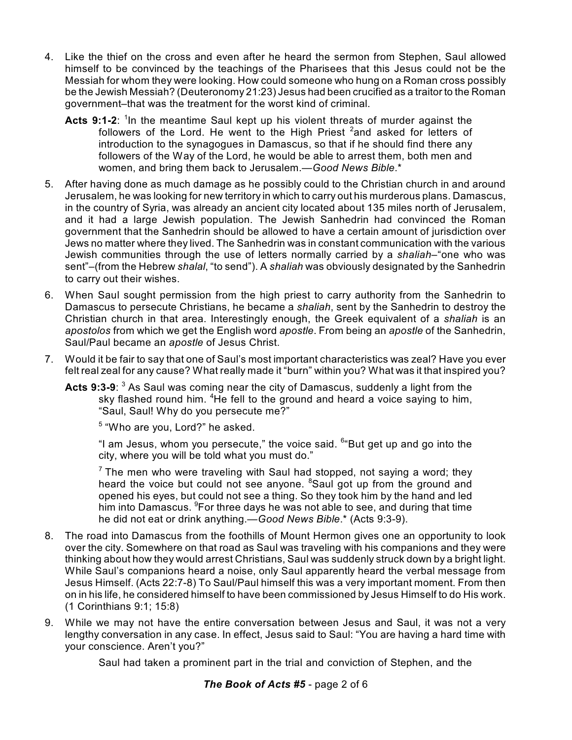4. Like the thief on the cross and even after he heard the sermon from Stephen, Saul allowed himself to be convinced by the teachings of the Pharisees that this Jesus could not be the Messiah for whom they were looking. How could someone who hung on a Roman cross possibly be the Jewish Messiah? (Deuteronomy 21:23) Jesus had been crucified as a traitor to the Roman government–that was the treatment for the worst kind of criminal.

   **Acts 9:1-2**: [1]In the meantime Saul kept up his violent threats of murder against the followers of the Lord. He went to the High Priest [2]and asked for letters of introduction to the synagogues in Damascus, so that if he should find there any followers of the Way of the Lord, he would be able to arrest them, both men and women, and bring them back to Jerusalem.—*Good News Bible*.*

5. After having done as much damage as he possibly could to the Christian church in and around Jerusalem, he was looking for new territory in which to carry out his murderous plans. Damascus, in the country of Syria, was already an ancient city located about 135 miles north of Jerusalem, and it had a large Jewish population. The Jewish Sanhedrin had convinced the Roman government that the Sanhedrin should be allowed to have a certain amount of jurisdiction over Jews no matter where they lived. The Sanhedrin was in constant communication with the various Jewish communities through the use of letters normally carried by a *shaliah*–"one who was sent"–(from the Hebrew *shalal*, "to send"). A *shaliah* was obviously designated by the Sanhedrin to carry out their wishes.

6. When Saul sought permission from the high priest to carry authority from the Sanhedrin to Damascus to persecute Christians, he became a *shaliah*, sent by the Sanhedrin to destroy the Christian church in that area. Interestingly enough, the Greek equivalent of a *shaliah* is an *apostolos* from which we get the English word *apostle*. From being an *apostle* of the Sanhedrin, Saul/Paul became an *apostle* of Jesus Christ.

7. Would it be fair to say that one of Saul's most important characteristics was zeal? Have you ever felt real zeal for any cause? What really made it "burn" within you? What was it that inspired you?

   **Acts 9:3-9**: [3] As Saul was coming near the city of Damascus, suddenly a light from the sky flashed round him. [4]He fell to the ground and heard a voice saying to him, "Saul, Saul! Why do you persecute me?"

   [5] "Who are you, Lord?" he asked.

   "I am Jesus, whom you persecute," the voice said. [6]"But get up and go into the city, where you will be told what you must do."

   [7] The men who were traveling with Saul had stopped, not saying a word; they heard the voice but could not see anyone. [8]Saul got up from the ground and opened his eyes, but could not see a thing. So they took him by the hand and led him into Damascus. [9]For three days he was not able to see, and during that time he did not eat or drink anything.—*Good News Bible*.* (Acts 9:3-9).

8. The road into Damascus from the foothills of Mount Hermon gives one an opportunity to look over the city. Somewhere on that road as Saul was traveling with his companions and they were thinking about how they would arrest Christians, Saul was suddenly struck down by a bright light. While Saul's companions heard a noise, only Saul apparently heard the verbal message from Jesus Himself. (Acts 22:7-8) To Saul/Paul himself this was a very important moment. From then on in his life, he considered himself to have been commissioned by Jesus Himself to do His work. (1 Corinthians 9:1; 15:8)

9. While we may not have the entire conversation between Jesus and Saul, it was not a very lengthy conversation in any case. In effect, Jesus said to Saul: "You are having a hard time with your conscience. Aren't you?"

   Saul had taken a prominent part in the trial and conviction of Stephen, and the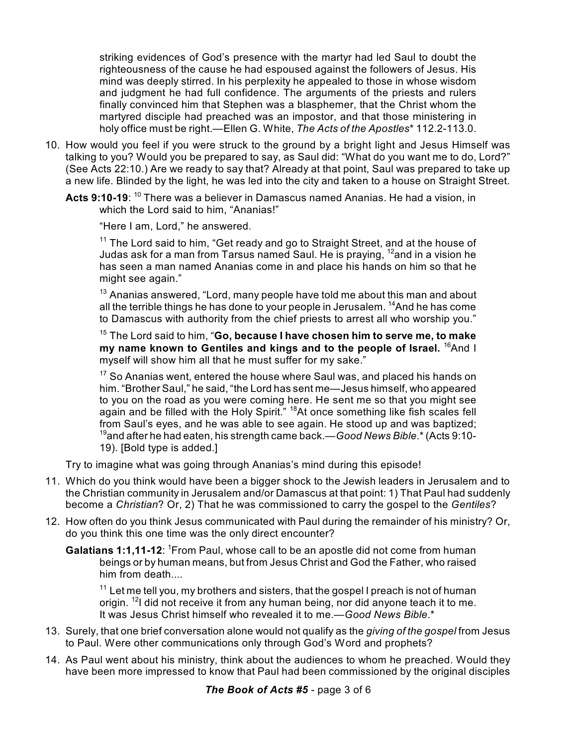striking evidences of God's presence with the martyr had led Saul to doubt the righteousness of the cause he had espoused against the followers of Jesus. His mind was deeply stirred. In his perplexity he appealed to those in whose wisdom and judgment he had full confidence. The arguments of the priests and rulers finally convinced him that Stephen was a blasphemer, that the Christ whom the martyred disciple had preached was an impostor, and that those ministering in holy office must be right.—Ellen G. White, *The Acts of the Apostles** 112.2-113.0.

10. How would you feel if you were struck to the ground by a bright light and Jesus Himself was talking to you? Would you be prepared to say, as Saul did: "What do you want me to do, Lord?" (See Acts 22:10.) Are we ready to say that? Already at that point, Saul was prepared to take up a new life. Blinded by the light, he was led into the city and taken to a house on Straight Street.

 **Acts 9:10-19**: [10] There was a believer in Damascus named Ananias. He had a vision, in which the Lord said to him, "Ananias!"

 "Here I am, Lord," he answered.

 [11] The Lord said to him, "Get ready and go to Straight Street, and at the house of Judas ask for a man from Tarsus named Saul. He is praying, [12]and in a vision he has seen a man named Ananias come in and place his hands on him so that he might see again."

 [13] Ananias answered, "Lord, many people have told me about this man and about all the terrible things he has done to your people in Jerusalem. [14]And he has come to Damascus with authority from the chief priests to arrest all who worship you."

 [15] The Lord said to him, "**Go, because I have chosen him to serve me, to make my name known to Gentiles and kings and to the people of Israel.** [16]And I myself will show him all that he must suffer for my sake."

 [17] So Ananias went, entered the house where Saul was, and placed his hands on him. "Brother Saul," he said, "the Lord has sent me—Jesus himself, who appeared to you on the road as you were coming here. He sent me so that you might see again and be filled with the Holy Spirit." [18]At once something like fish scales fell from Saul's eyes, and he was able to see again. He stood up and was baptized; [19]and after he had eaten, his strength came back.—*Good News Bible*.* (Acts 9:10-19). [Bold type is added.]

 Try to imagine what was going through Ananias's mind during this episode!

11. Which do you think would have been a bigger shock to the Jewish leaders in Jerusalem and to the Christian community in Jerusalem and/or Damascus at that point: 1) That Paul had suddenly become a *Christian*? Or, 2) That he was commissioned to carry the gospel to the *Gentiles*?

12. How often do you think Jesus communicated with Paul during the remainder of his ministry? Or, do you think this one time was the only direct encounter?

 **Galatians 1:1,11-12**: [1]From Paul, whose call to be an apostle did not come from human beings or by human means, but from Jesus Christ and God the Father, who raised him from death....

 [11] Let me tell you, my brothers and sisters, that the gospel I preach is not of human origin. [12]I did not receive it from any human being, nor did anyone teach it to me. It was Jesus Christ himself who revealed it to me.—*Good News Bible*.*

13. Surely, that one brief conversation alone would not qualify as the *giving of the gospel* from Jesus to Paul. Were other communications only through God's Word and prophets?

14. As Paul went about his ministry, think about the audiences to whom he preached. Would they have been more impressed to know that Paul had been commissioned by the original disciples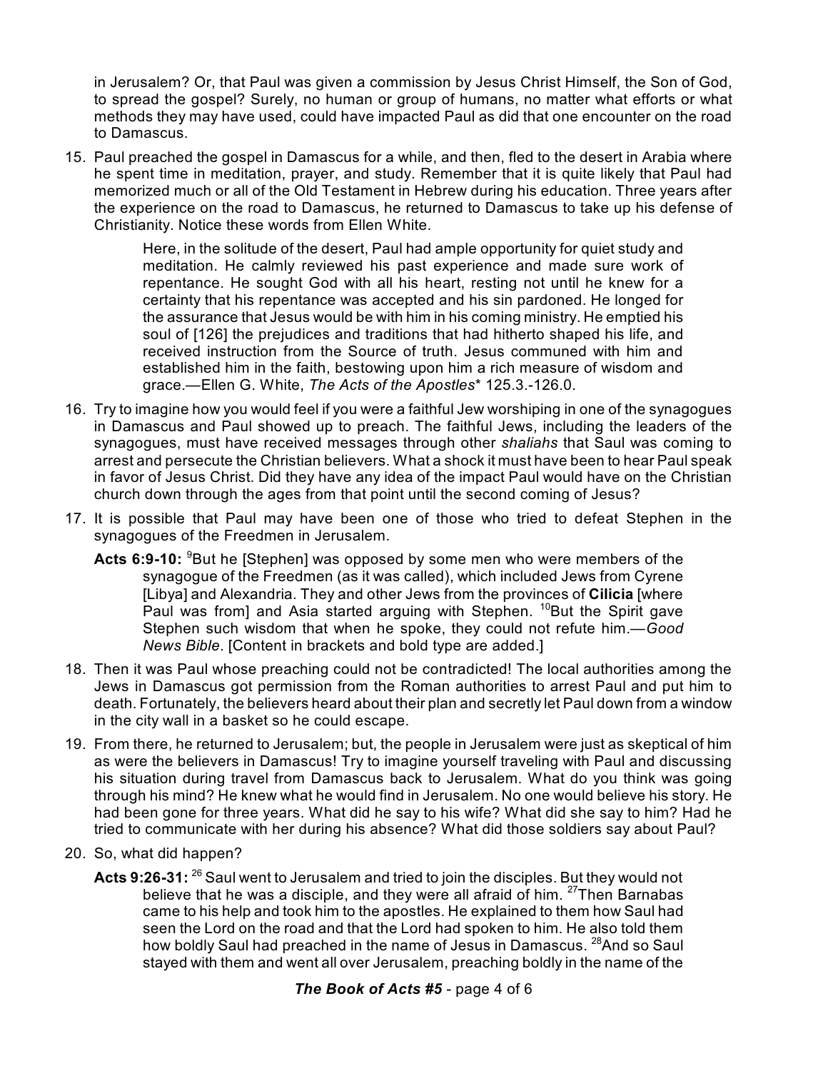in Jerusalem? Or, that Paul was given a commission by Jesus Christ Himself, the Son of God, to spread the gospel? Surely, no human or group of humans, no matter what efforts or what methods they may have used, could have impacted Paul as did that one encounter on the road to Damascus.

15. Paul preached the gospel in Damascus for a while, and then, fled to the desert in Arabia where he spent time in meditation, prayer, and study. Remember that it is quite likely that Paul had memorized much or all of the Old Testament in Hebrew during his education. Three years after the experience on the road to Damascus, he returned to Damascus to take up his defense of Christianity. Notice these words from Ellen White.

    > Here, in the solitude of the desert, Paul had ample opportunity for quiet study and meditation. He calmly reviewed his past experience and made sure work of repentance. He sought God with all his heart, resting not until he knew for a certainty that his repentance was accepted and his sin pardoned. He longed for the assurance that Jesus would be with him in his coming ministry. He emptied his soul of [126] the prejudices and traditions that had hitherto shaped his life, and received instruction from the Source of truth. Jesus communed with him and established him in the faith, bestowing upon him a rich measure of wisdom and grace.—Ellen G. White, *The Acts of the Apostles** 125.3.-126.0.

16. Try to imagine how you would feel if you were a faithful Jew worshiping in one of the synagogues in Damascus and Paul showed up to preach. The faithful Jews, including the leaders of the synagogues, must have received messages through other *shaliahs* that Saul was coming to arrest and persecute the Christian believers. What a shock it must have been to hear Paul speak in favor of Jesus Christ. Did they have any idea of the impact Paul would have on the Christian church down through the ages from that point until the second coming of Jesus?

17. It is possible that Paul may have been one of those who tried to defeat Stephen in the synagogues of the Freedmen in Jerusalem.

    **Acts 6:9-10:** [9]But he [Stephen] was opposed by some men who were members of the synagogue of the Freedmen (as it was called), which included Jews from Cyrene [Libya] and Alexandria. They and other Jews from the provinces of **Cilicia** [where Paul was from] and Asia started arguing with Stephen. [10]But the Spirit gave Stephen such wisdom that when he spoke, they could not refute him.—*Good News Bible*. [Content in brackets and bold type are added.]

18. Then it was Paul whose preaching could not be contradicted! The local authorities among the Jews in Damascus got permission from the Roman authorities to arrest Paul and put him to death. Fortunately, the believers heard about their plan and secretly let Paul down from a window in the city wall in a basket so he could escape.

19. From there, he returned to Jerusalem; but, the people in Jerusalem were just as skeptical of him as were the believers in Damascus! Try to imagine yourself traveling with Paul and discussing his situation during travel from Damascus back to Jerusalem. What do you think was going through his mind? He knew what he would find in Jerusalem. No one would believe his story. He had been gone for three years. What did he say to his wife? What did she say to him? Had he tried to communicate with her during his absence? What did those soldiers say about Paul?

20. So, what did happen?

    **Acts 9:26-31:** [26] Saul went to Jerusalem and tried to join the disciples. But they would not believe that he was a disciple, and they were all afraid of him. [27]Then Barnabas came to his help and took him to the apostles. He explained to them how Saul had seen the Lord on the road and that the Lord had spoken to him. He also told them how boldly Saul had preached in the name of Jesus in Damascus. [28]And so Saul stayed with them and went all over Jerusalem, preaching boldly in the name of the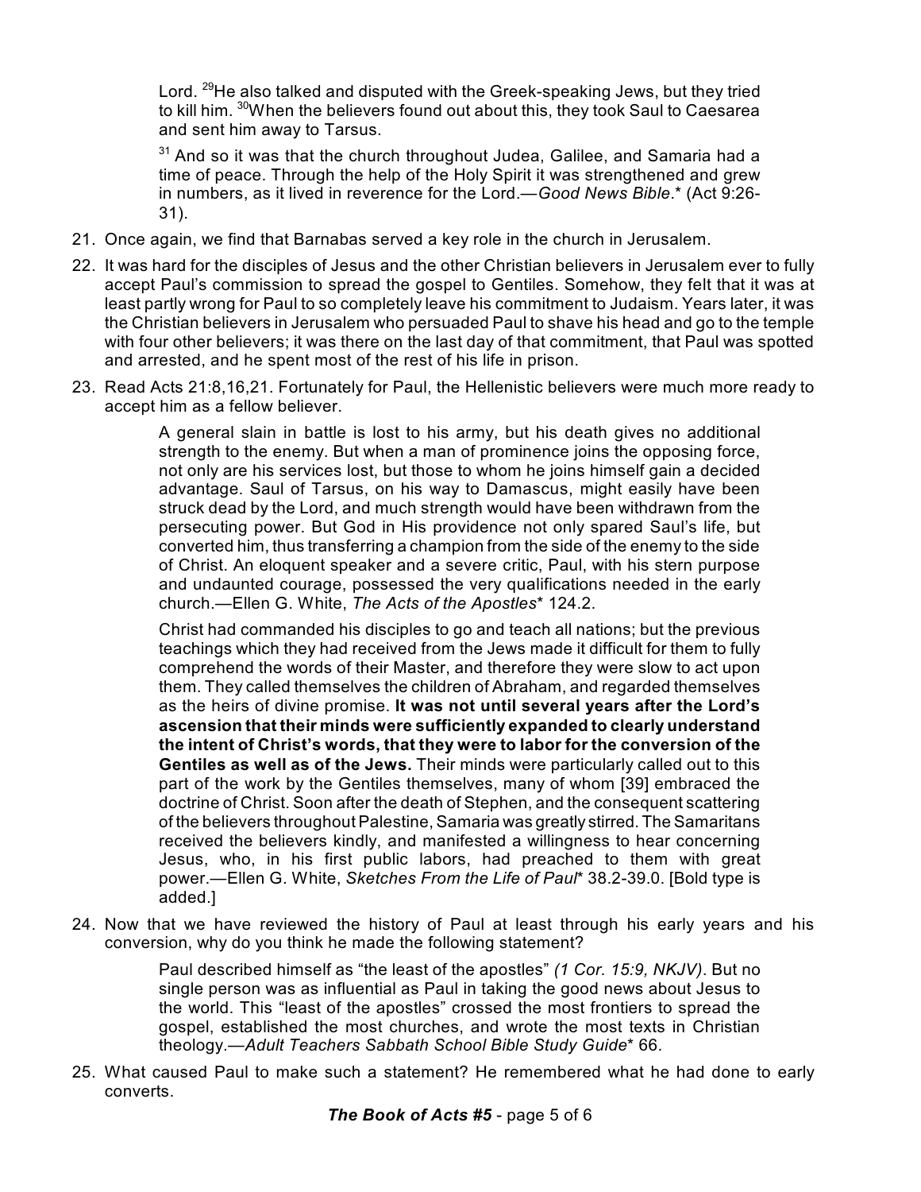> Lord. [29]He also talked and disputed with the Greek-speaking Jews, but they tried to kill him. [30]When the believers found out about this, they took Saul to Caesarea and sent him away to Tarsus.
>
> [31] And so it was that the church throughout Judea, Galilee, and Samaria had a time of peace. Through the help of the Holy Spirit it was strengthened and grew in numbers, as it lived in reverence for the Lord.—*Good News Bible*.* (Act 9:26-31).

21. Once again, we find that Barnabas served a key role in the church in Jerusalem.

22. It was hard for the disciples of Jesus and the other Christian believers in Jerusalem ever to fully accept Paul's commission to spread the gospel to Gentiles. Somehow, they felt that it was at least partly wrong for Paul to so completely leave his commitment to Judaism. Years later, it was the Christian believers in Jerusalem who persuaded Paul to shave his head and go to the temple with four other believers; it was there on the last day of that commitment, that Paul was spotted and arrested, and he spent most of the rest of his life in prison.

23. Read Acts 21:8,16,21. Fortunately for Paul, the Hellenistic believers were much more ready to accept him as a fellow believer.

> A general slain in battle is lost to his army, but his death gives no additional strength to the enemy. But when a man of prominence joins the opposing force, not only are his services lost, but those to whom he joins himself gain a decided advantage. Saul of Tarsus, on his way to Damascus, might easily have been struck dead by the Lord, and much strength would have been withdrawn from the persecuting power. But God in His providence not only spared Saul's life, but converted him, thus transferring a champion from the side of the enemy to the side of Christ. An eloquent speaker and a severe critic, Paul, with his stern purpose and undaunted courage, possessed the very qualifications needed in the early church.—Ellen G. White, *The Acts of the Apostles** 124.2.
>
> Christ had commanded his disciples to go and teach all nations; but the previous teachings which they had received from the Jews made it difficult for them to fully comprehend the words of their Master, and therefore they were slow to act upon them. They called themselves the children of Abraham, and regarded themselves as the heirs of divine promise. **It was not until several years after the Lord's ascension that their minds were sufficiently expanded to clearly understand the intent of Christ's words, that they were to labor for the conversion of the Gentiles as well as of the Jews.** Their minds were particularly called out to this part of the work by the Gentiles themselves, many of whom [39] embraced the doctrine of Christ. Soon after the death of Stephen, and the consequent scattering of the believers throughout Palestine, Samaria was greatly stirred. The Samaritans received the believers kindly, and manifested a willingness to hear concerning Jesus, who, in his first public labors, had preached to them with great power.—Ellen G. White, *Sketches From the Life of Paul** 38.2-39.0. [Bold type is added.]

24. Now that we have reviewed the history of Paul at least through his early years and his conversion, why do you think he made the following statement?

> Paul described himself as "the least of the apostles" *(1 Cor. 15:9, NKJV)*. But no single person was as influential as Paul in taking the good news about Jesus to the world. This "least of the apostles" crossed the most frontiers to spread the gospel, established the most churches, and wrote the most texts in Christian theology.—*Adult Teachers Sabbath School Bible Study Guide** 66.

25. What caused Paul to make such a statement? He remembered what he had done to early converts.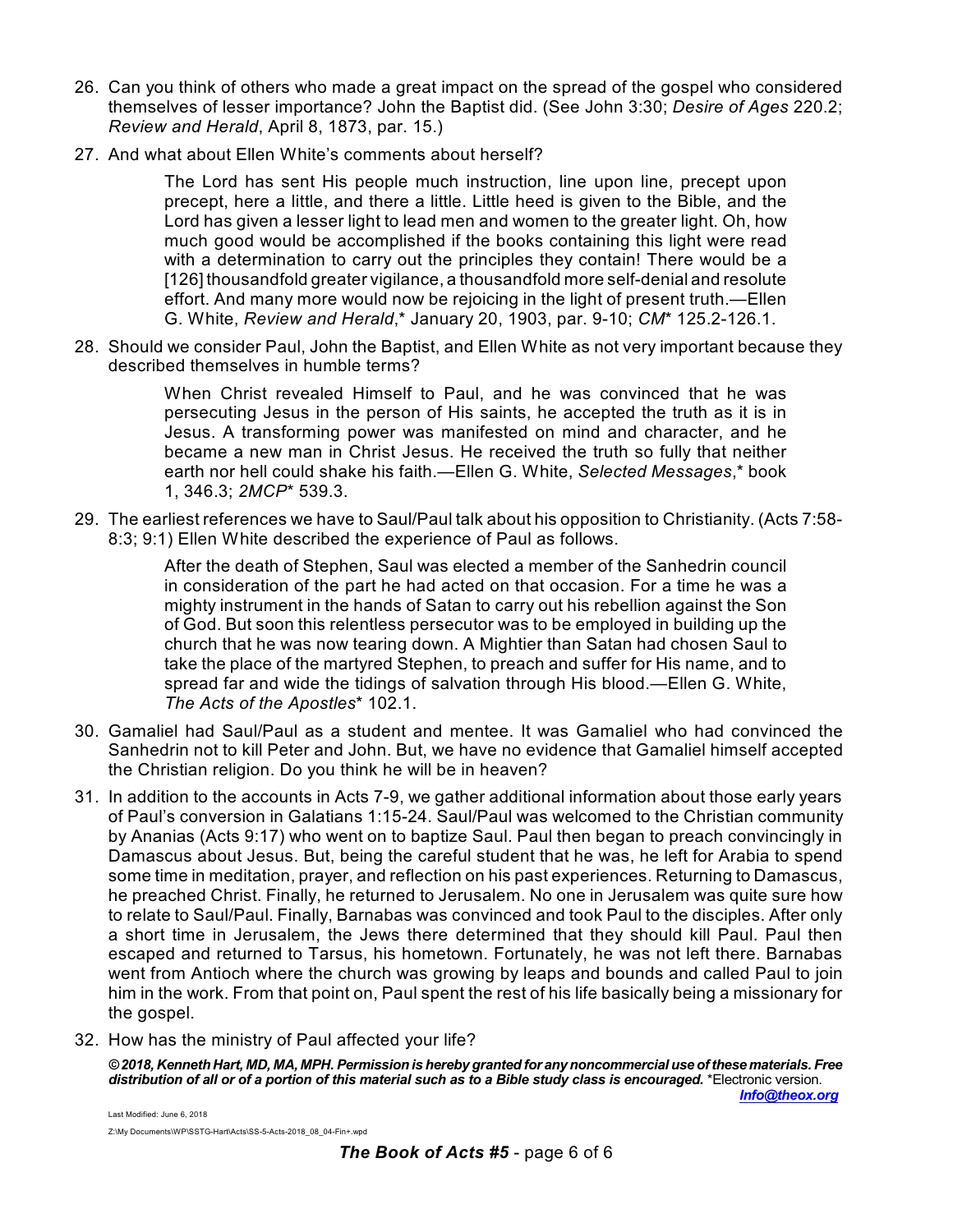26. Can you think of others who made a great impact on the spread of the gospel who considered themselves of lesser importance? John the Baptist did. (See John 3:30; *Desire of Ages* 220.2; *Review and Herald*, April 8, 1873, par. 15.)

27. And what about Ellen White's comments about herself?

    > The Lord has sent His people much instruction, line upon line, precept upon precept, here a little, and there a little. Little heed is given to the Bible, and the Lord has given a lesser light to lead men and women to the greater light. Oh, how much good would be accomplished if the books containing this light were read with a determination to carry out the principles they contain! There would be a [126] thousandfold greater vigilance, a thousandfold more self-denial and resolute effort. And many more would now be rejoicing in the light of present truth.—Ellen G. White, *Review and Herald*,* January 20, 1903, par. 9-10; *CM** 125.2-126.1.

28. Should we consider Paul, John the Baptist, and Ellen White as not very important because they described themselves in humble terms?

    > When Christ revealed Himself to Paul, and he was convinced that he was persecuting Jesus in the person of His saints, he accepted the truth as it is in Jesus. A transforming power was manifested on mind and character, and he became a new man in Christ Jesus. He received the truth so fully that neither earth nor hell could shake his faith.—Ellen G. White, *Selected Messages*,* book 1, 346.3; *2MCP** 539.3.

29. The earliest references we have to Saul/Paul talk about his opposition to Christianity. (Acts 7:58-8:3; 9:1) Ellen White described the experience of Paul as follows.

    > After the death of Stephen, Saul was elected a member of the Sanhedrin council in consideration of the part he had acted on that occasion. For a time he was a mighty instrument in the hands of Satan to carry out his rebellion against the Son of God. But soon this relentless persecutor was to be employed in building up the church that he was now tearing down. A Mightier than Satan had chosen Saul to take the place of the martyred Stephen, to preach and suffer for His name, and to spread far and wide the tidings of salvation through His blood.—Ellen G. White, *The Acts of the Apostles** 102.1.

30. Gamaliel had Saul/Paul as a student and mentee. It was Gamaliel who had convinced the Sanhedrin not to kill Peter and John. But, we have no evidence that Gamaliel himself accepted the Christian religion. Do you think he will be in heaven?

31. In addition to the accounts in Acts 7-9, we gather additional information about those early years of Paul's conversion in Galatians 1:15-24. Saul/Paul was welcomed to the Christian community by Ananias (Acts 9:17) who went on to baptize Saul. Paul then began to preach convincingly in Damascus about Jesus. But, being the careful student that he was, he left for Arabia to spend some time in meditation, prayer, and reflection on his past experiences. Returning to Damascus, he preached Christ. Finally, he returned to Jerusalem. No one in Jerusalem was quite sure how to relate to Saul/Paul. Finally, Barnabas was convinced and took Paul to the disciples. After only a short time in Jerusalem, the Jews there determined that they should kill Paul. Paul then escaped and returned to Tarsus, his hometown. Fortunately, he was not left there. Barnabas went from Antioch where the church was growing by leaps and bounds and called Paul to join him in the work. From that point on, Paul spent the rest of his life basically being a missionary for the gospel.

32. How has the ministry of Paul affected your life?

***© 2018, Kenneth Hart, MD, MA, MPH. Permission is hereby granted for any noncommercial use of these materials. Free distribution of all or of a portion of this material such as to a Bible study class is encouraged.*** *Electronic version.
***Info@theox.org***

Last Modified: June 6, 2018

Z:\My Documents\WP\SSTG-Hart\Acts\SS-5-Acts-2018_08_04-Fin+.wpd